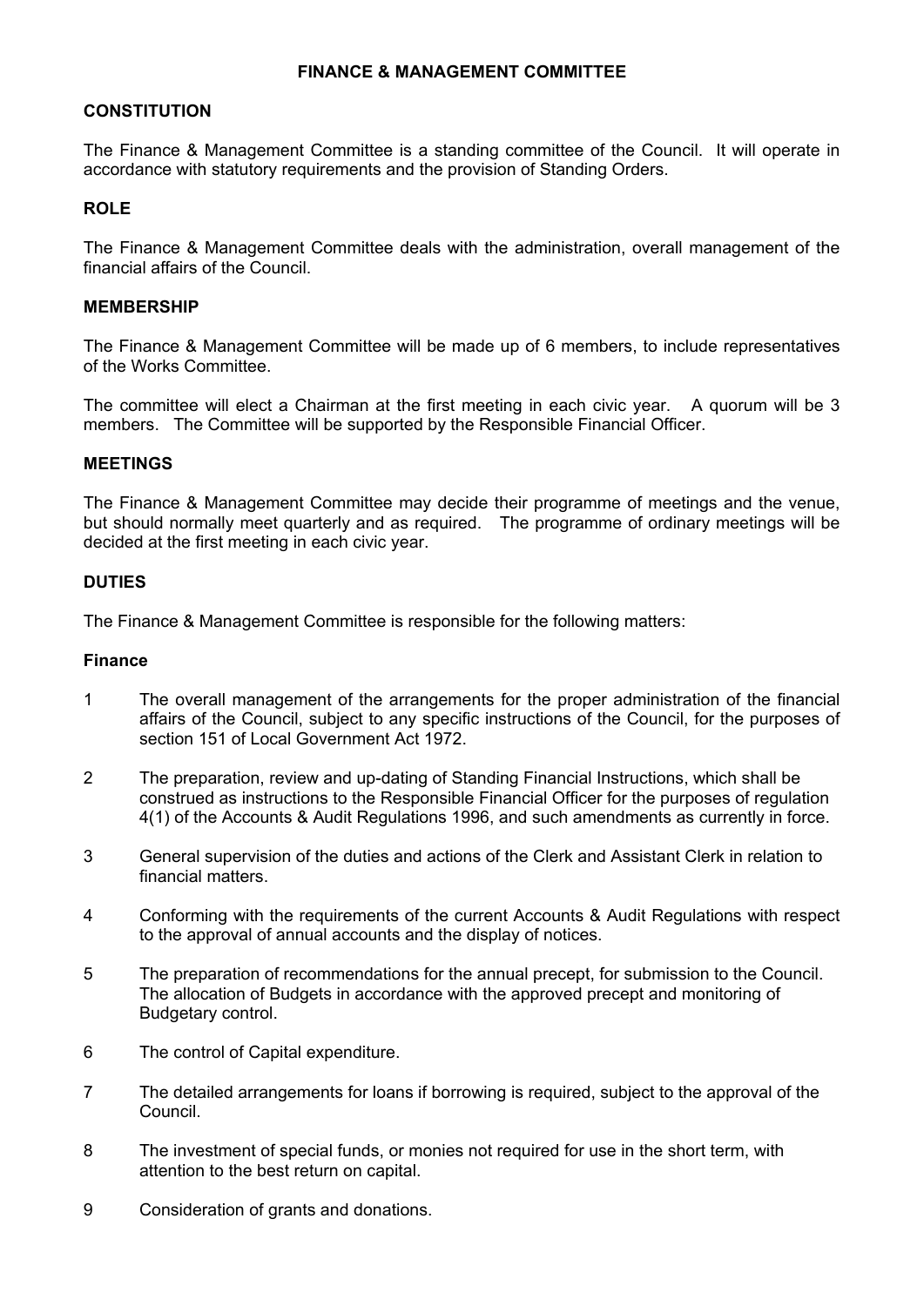# FINANCE & MANAGEMENT COMMITTEE

## CONSTITUTION

The Finance & Management Committee is a standing committee of the Council. It will operate in accordance with statutory requirements and the provision of Standing Orders.

## ROLE

The Finance & Management Committee deals with the administration, overall management of the financial affairs of the Council.

## MEMBERSHIP

The Finance & Management Committee will be made up of 6 members, to include representatives of the Works Committee.

The committee will elect a Chairman at the first meeting in each civic year. A quorum will be 3 members. The Committee will be supported by the Responsible Financial Officer.

## MEETINGS

The Finance & Management Committee may decide their programme of meetings and the venue, but should normally meet quarterly and as required. The programme of ordinary meetings will be decided at the first meeting in each civic year.

## DUTIES

The Finance & Management Committee is responsible for the following matters:

### Finance

1. The overall management of the arrangements for the proper administration of the financial affairs of the Council, subject to any specific instructions of the Council, for the purposes of section 151 of Local Government Act 1972.
2. The preparation, review and up-dating of Standing Financial Instructions, which shall be construed as instructions to the Responsible Financial Officer for the purposes of regulation 4(1) of the Accounts & Audit Regulations 1996, and such amendments as currently in force.
3. General supervision of the duties and actions of the Clerk and Assistant Clerk in relation to financial matters.
4. Conforming with the requirements of the current Accounts & Audit Regulations with respect to the approval of annual accounts and the display of notices.
5. The preparation of recommendations for the annual precept, for submission to the Council. The allocation of Budgets in accordance with the approved precept and monitoring of Budgetary control.
6. The control of Capital expenditure.
7. The detailed arrangements for loans if borrowing is required, subject to the approval of the Council.
8. The investment of special funds, or monies not required for use in the short term, with attention to the best return on capital.
9. Consideration of grants and donations.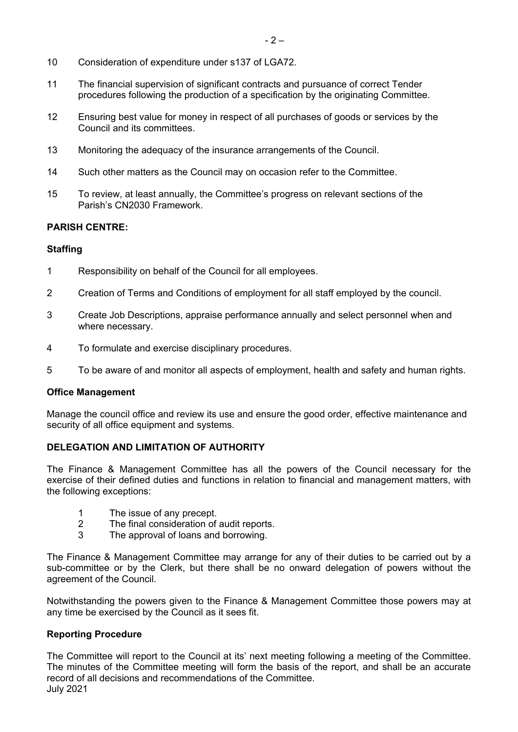10 Consideration of expenditure under s137 of LGA72.

11 The financial supervision of significant contracts and pursuance of correct Tender procedures following the production of a specification by the originating Committee.

12 Ensuring best value for money in respect of all purchases of goods or services by the Council and its committees.

13 Monitoring the adequacy of the insurance arrangements of the Council.

14 Such other matters as the Council may on occasion refer to the Committee.

15 To review, at least annually, the Committee's progress on relevant sections of the Parish's CN2030 Framework.

**PARISH CENTRE:**

**Staffing**

1 Responsibility on behalf of the Council for all employees.

2 Creation of Terms and Conditions of employment for all staff employed by the council.

3 Create Job Descriptions, appraise performance annually and select personnel when and where necessary.

4 To formulate and exercise disciplinary procedures.

5 To be aware of and monitor all aspects of employment, health and safety and human rights.

**Office Management**

Manage the council office and review its use and ensure the good order, effective maintenance and security of all office equipment and systems.

**DELEGATION AND LIMITATION OF AUTHORITY**

The Finance & Management Committee has all the powers of the Council necessary for the exercise of their defined duties and functions in relation to financial and management matters, with the following exceptions:

1 The issue of any precept.
2 The final consideration of audit reports.
3 The approval of loans and borrowing.

The Finance & Management Committee may arrange for any of their duties to be carried out by a sub-committee or by the Clerk, but there shall be no onward delegation of powers without the agreement of the Council.

Notwithstanding the powers given to the Finance & Management Committee those powers may at any time be exercised by the Council as it sees fit.

**Reporting Procedure**

The Committee will report to the Council at its' next meeting following a meeting of the Committee. The minutes of the Committee meeting will form the basis of the report, and shall be an accurate record of all decisions and recommendations of the Committee.

July 2021